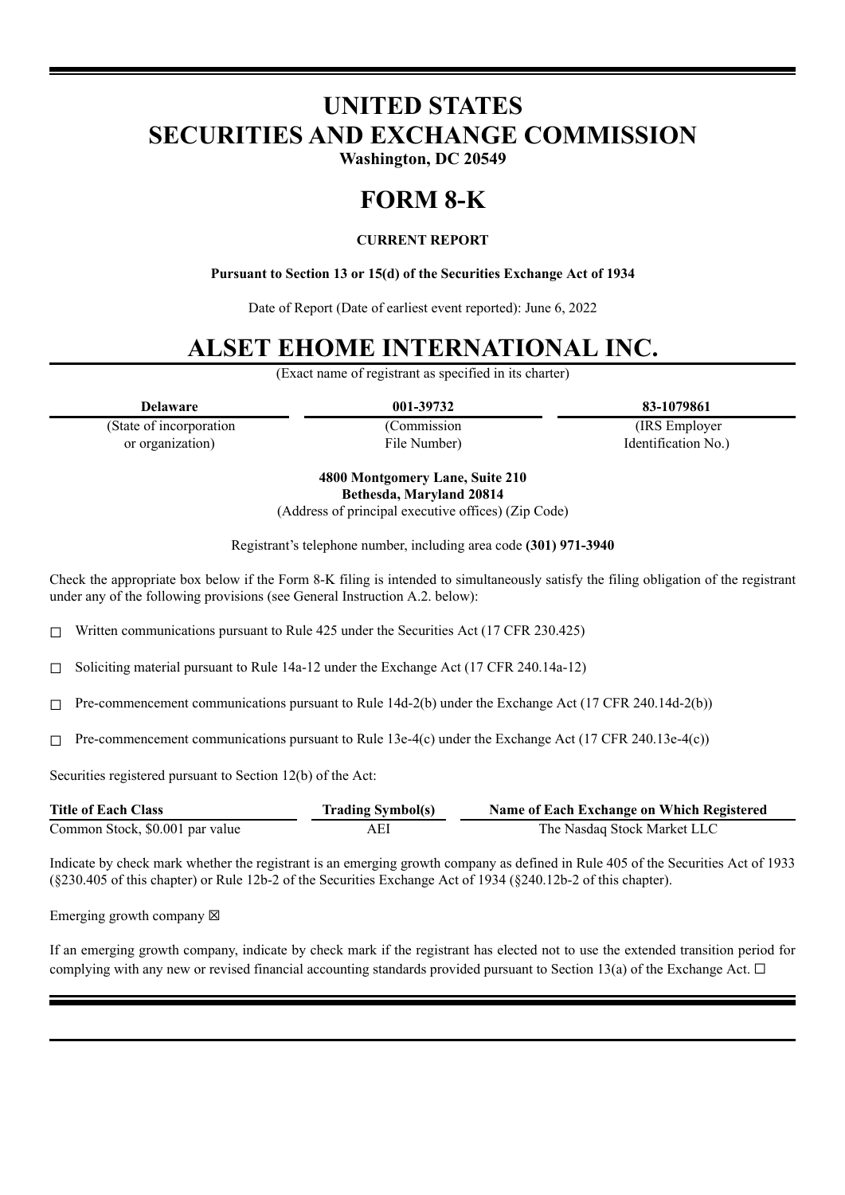# UNITED STATES
# SECURITIES AND EXCHANGE COMMISSION

**Washington, DC 20549**

# FORM 8-K

**CURRENT REPORT**

**Pursuant to Section 13 or 15(d) of the Securities Exchange Act of 1934**

Date of Report (Date of earliest event reported): June 6, 2022

# ALSET EHOME INTERNATIONAL INC.

(Exact name of registrant as specified in its charter)

| Delaware | 001-39732 | 83-1079861 |
|---|---|---|
| (State of incorporation or organization) | (Commission File Number) | (IRS Employer Identification No.) |

**4800 Montgomery Lane, Suite 210**
**Bethesda, Maryland 20814**
(Address of principal executive offices) (Zip Code)

Registrant's telephone number, including area code **(301) 971-3940**

Check the appropriate box below if the Form 8-K filing is intended to simultaneously satisfy the filing obligation of the registrant under any of the following provisions (see General Instruction A.2. below):

☐ Written communications pursuant to Rule 425 under the Securities Act (17 CFR 230.425)

☐ Soliciting material pursuant to Rule 14a-12 under the Exchange Act (17 CFR 240.14a-12)

☐ Pre-commencement communications pursuant to Rule 14d-2(b) under the Exchange Act (17 CFR 240.14d-2(b))

☐ Pre-commencement communications pursuant to Rule 13e-4(c) under the Exchange Act (17 CFR 240.13e-4(c))

Securities registered pursuant to Section 12(b) of the Act:

| Title of Each Class | Trading Symbol(s) | Name of Each Exchange on Which Registered |
|---|---|---|
| Common Stock, $0.001 par value | AEI | The Nasdaq Stock Market LLC |

Indicate by check mark whether the registrant is an emerging growth company as defined in Rule 405 of the Securities Act of 1933 (§230.405 of this chapter) or Rule 12b-2 of the Securities Exchange Act of 1934 (§240.12b-2 of this chapter).

Emerging growth company ☒

If an emerging growth company, indicate by check mark if the registrant has elected not to use the extended transition period for complying with any new or revised financial accounting standards provided pursuant to Section 13(a) of the Exchange Act. ☐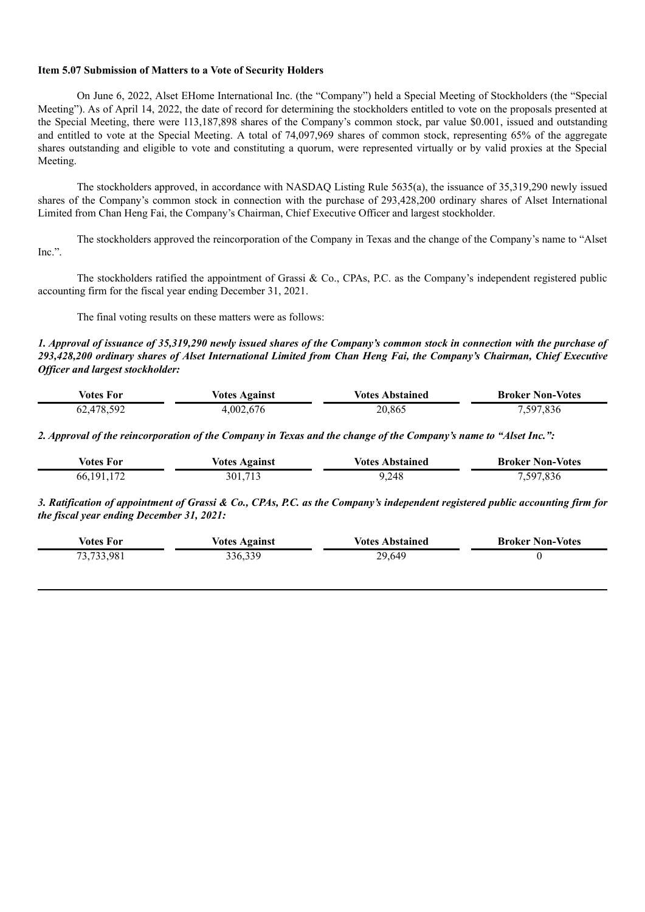**Item 5.07 Submission of Matters to a Vote of Security Holders**

On June 6, 2022, Alset EHome International Inc. (the "Company") held a Special Meeting of Stockholders (the "Special Meeting"). As of April 14, 2022, the date of record for determining the stockholders entitled to vote on the proposals presented at the Special Meeting, there were 113,187,898 shares of the Company's common stock, par value $0.001, issued and outstanding and entitled to vote at the Special Meeting. A total of 74,097,969 shares of common stock, representing 65% of the aggregate shares outstanding and eligible to vote and constituting a quorum, were represented virtually or by valid proxies at the Special Meeting.

The stockholders approved, in accordance with NASDAQ Listing Rule 5635(a), the issuance of 35,319,290 newly issued shares of the Company's common stock in connection with the purchase of 293,428,200 ordinary shares of Alset International Limited from Chan Heng Fai, the Company's Chairman, Chief Executive Officer and largest stockholder.

The stockholders approved the reincorporation of the Company in Texas and the change of the Company's name to "Alset Inc.".

The stockholders ratified the appointment of Grassi & Co., CPAs, P.C. as the Company's independent registered public accounting firm for the fiscal year ending December 31, 2021.

The final voting results on these matters were as follows:

***1. Approval of issuance of 35,319,290 newly issued shares of the Company's common stock in connection with the purchase of 293,428,200 ordinary shares of Alset International Limited from Chan Heng Fai, the Company's Chairman, Chief Executive Officer and largest stockholder:***

| Votes For | Votes Against | Votes Abstained | Broker Non-Votes |
|---|---|---|---|
| 62,478,592 | 4,002,676 | 20,865 | 7,597,836 |

***2. Approval of the reincorporation of the Company in Texas and the change of the Company's name to "Alset Inc.":***

| Votes For | Votes Against | Votes Abstained | Broker Non-Votes |
|---|---|---|---|
| 66,191,172 | 301,713 | 9,248 | 7,597,836 |

***3. Ratification of appointment of Grassi & Co., CPAs, P.C. as the Company's independent registered public accounting firm for the fiscal year ending December 31, 2021:***

| Votes For | Votes Against | Votes Abstained | Broker Non-Votes |
|---|---|---|---|
| 73,733,981 | 336,339 | 29,649 | 0 |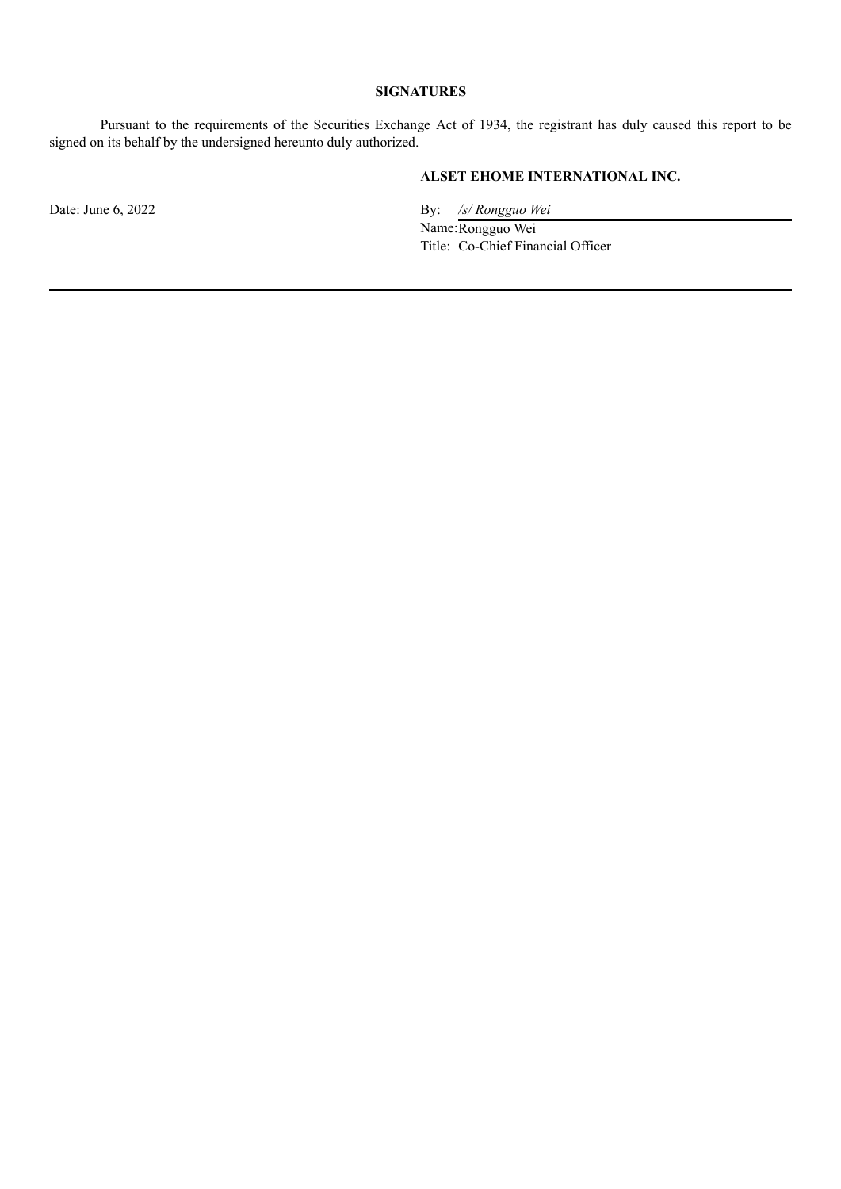**SIGNATURES**

Pursuant to the requirements of the Securities Exchange Act of 1934, the registrant has duly caused this report to be signed on its behalf by the undersigned hereunto duly authorized.

**ALSET EHOME INTERNATIONAL INC.**

Date: June 6, 2022

By: */s/ Rongguo Wei*
Name: Rongguo Wei
Title: Co-Chief Financial Officer